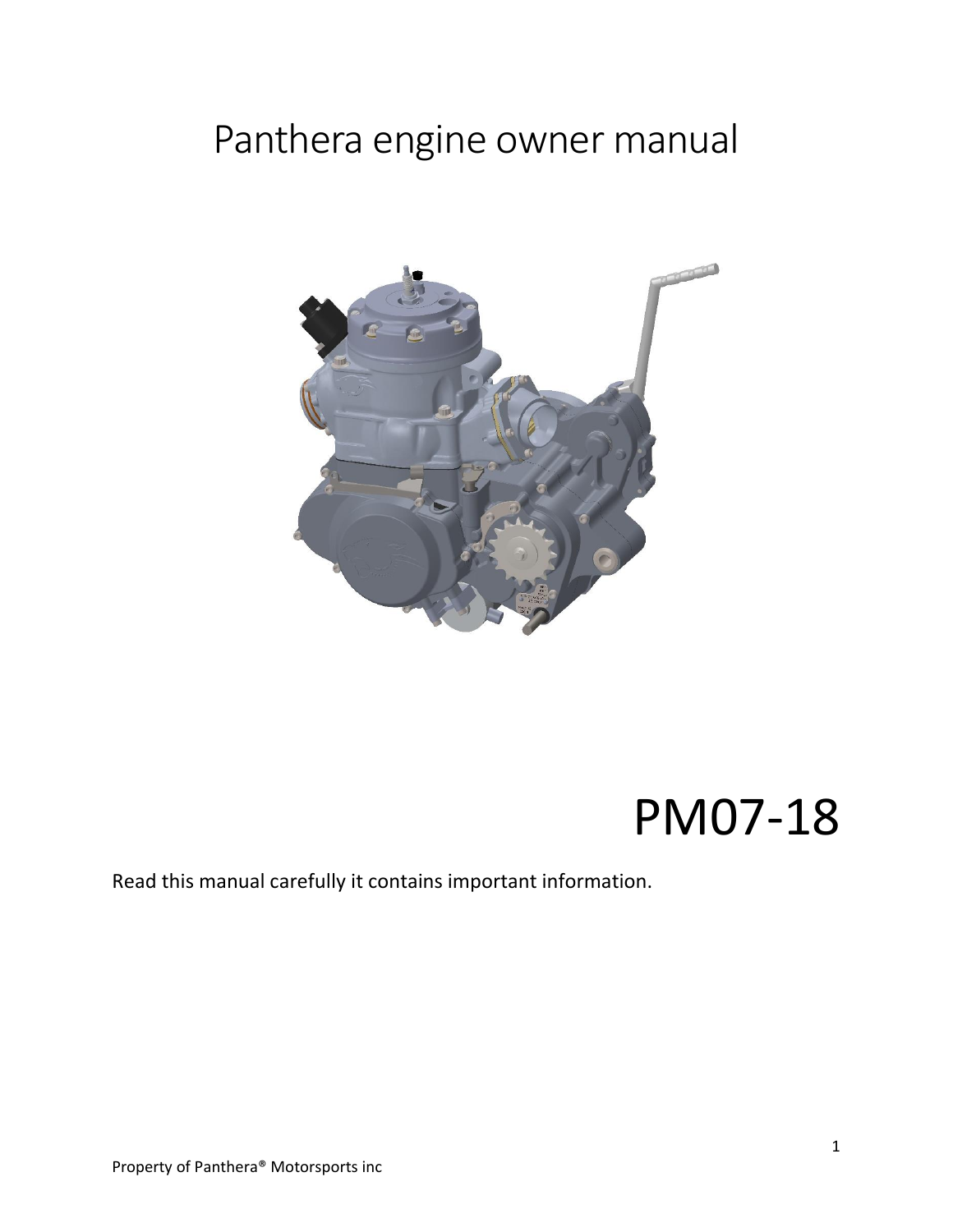# Panthera engine owner manual

# PM07-18

Read this manual carefully it contains important information.

Property of Panthera® Motorsports inc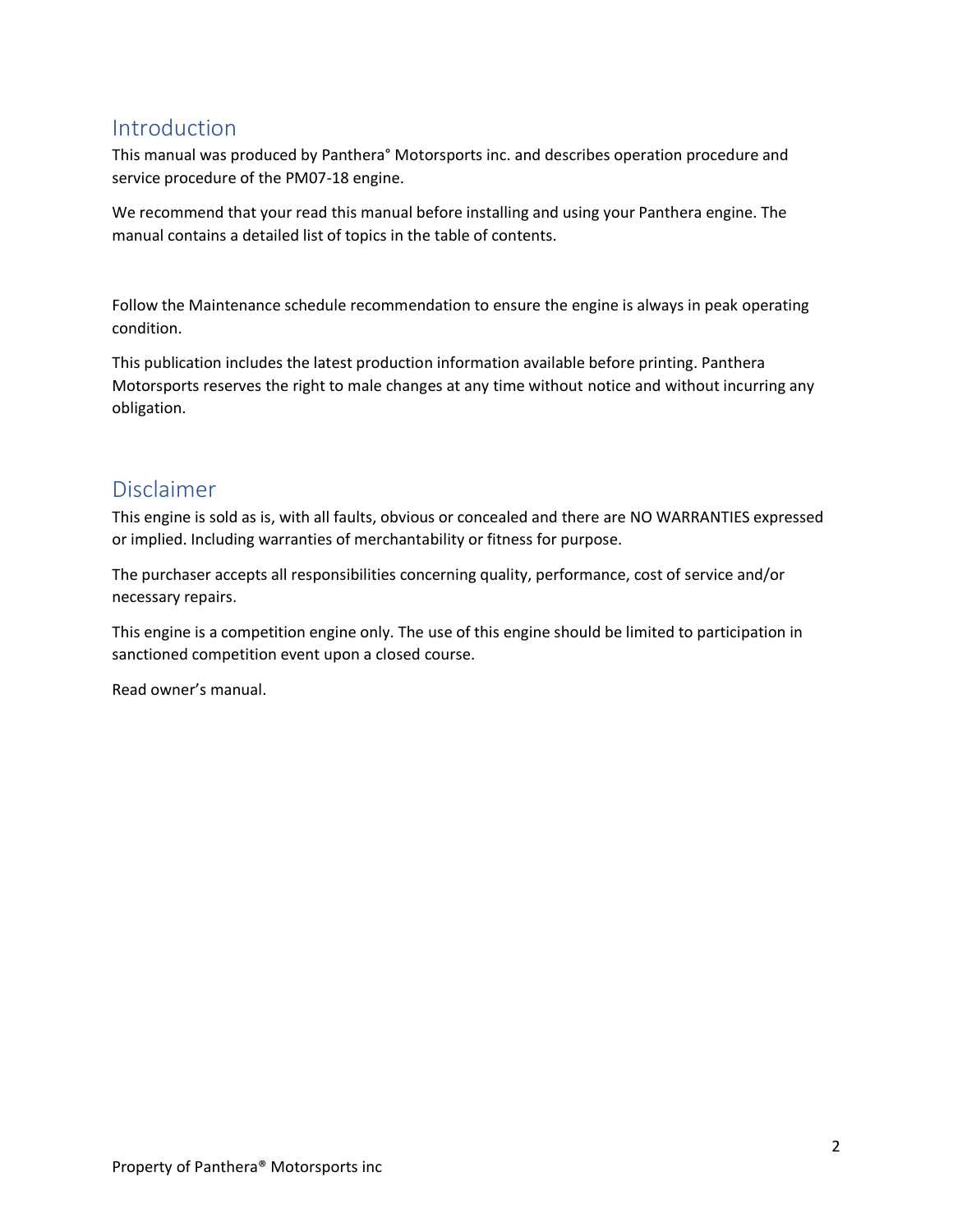## Introduction

This manual was produced by Panthera° Motorsports inc. and describes operation procedure and service procedure of the PM07-18 engine.

We recommend that your read this manual before installing and using your Panthera engine. The manual contains a detailed list of topics in the table of contents.

Follow the Maintenance schedule recommendation to ensure the engine is always in peak operating condition.

This publication includes the latest production information available before printing. Panthera Motorsports reserves the right to male changes at any time without notice and without incurring any obligation.

## Disclaimer

This engine is sold as is, with all faults, obvious or concealed and there are NO WARRANTIES expressed or implied. Including warranties of merchantability or fitness for purpose.

The purchaser accepts all responsibilities concerning quality, performance, cost of service and/or necessary repairs.

This engine is a competition engine only. The use of this engine should be limited to participation in sanctioned competition event upon a closed course.

Read owner's manual.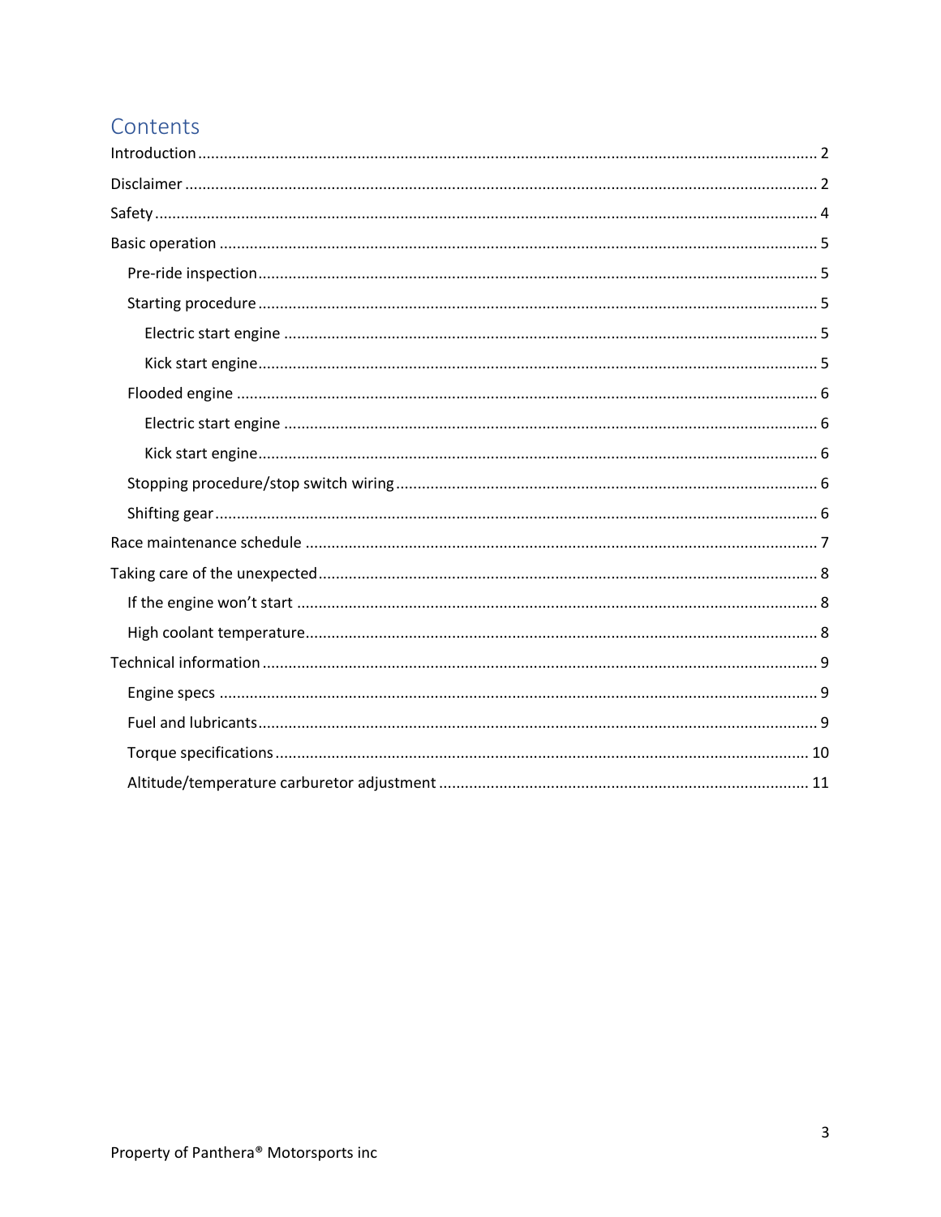# Contents

Introduction ........ 2

Disclaimer ........ 2

Safety ........ 4

Basic operation ........ 5

- Pre-ride inspection ........ 5
- Starting procedure ........ 5
  - Electric start engine ........ 5
  - Kick start engine ........ 5
- Flooded engine ........ 6
  - Electric start engine ........ 6
  - Kick start engine ........ 6
- Stopping procedure/stop switch wiring ........ 6
- Shifting gear ........ 6

Race maintenance schedule ........ 7

Taking care of the unexpected ........ 8

- If the engine won't start ........ 8
- High coolant temperature ........ 8

Technical information ........ 9

- Engine specs ........ 9
- Fuel and lubricants ........ 9
- Torque specifications ........ 10
- Altitude/temperature carburetor adjustment ........ 11

Property of Panthera® Motorsports inc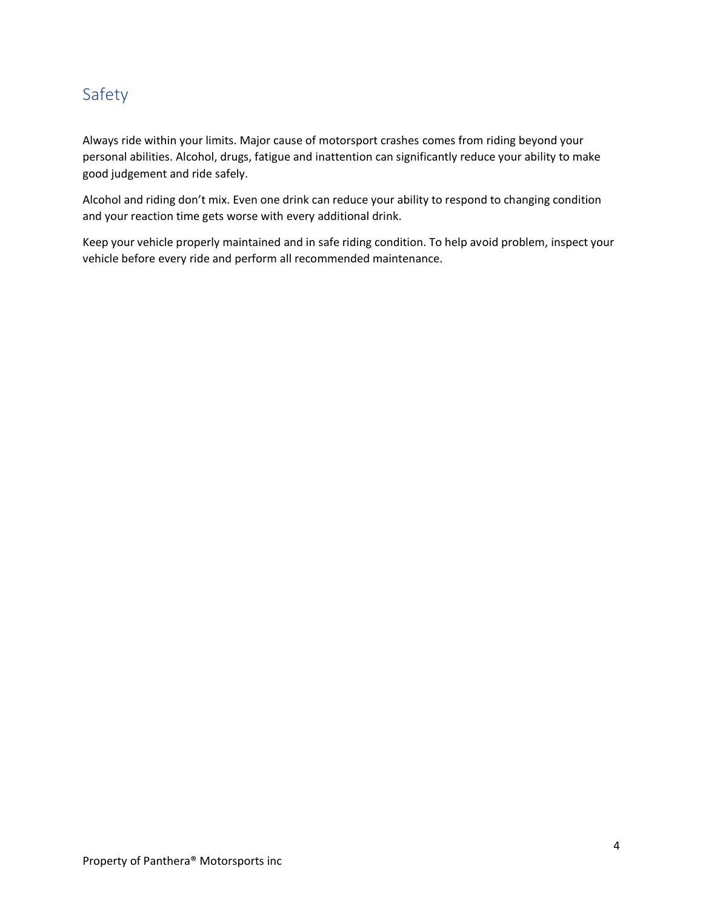## Safety

Always ride within your limits. Major cause of motorsport crashes comes from riding beyond your personal abilities. Alcohol, drugs, fatigue and inattention can significantly reduce your ability to make good judgement and ride safely.

Alcohol and riding don't mix. Even one drink can reduce your ability to respond to changing condition and your reaction time gets worse with every additional drink.

Keep your vehicle properly maintained and in safe riding condition. To help avoid problem, inspect your vehicle before every ride and perform all recommended maintenance.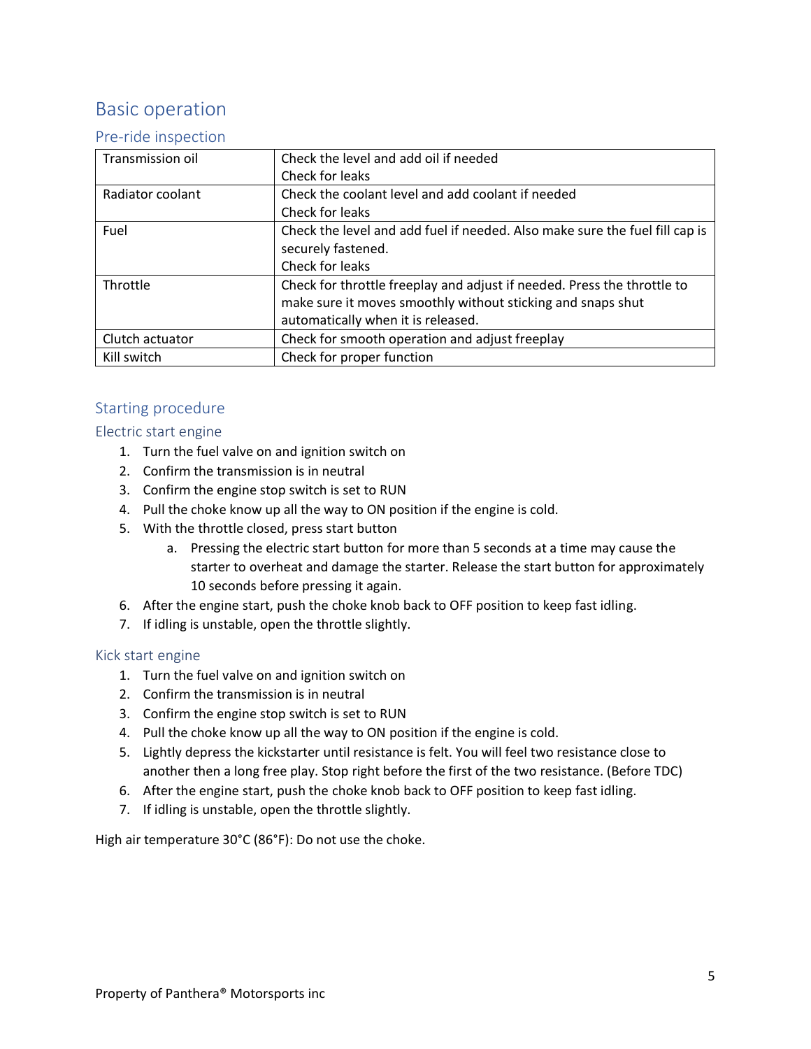# Basic operation

## Pre-ride inspection

| | |
|---|---|
| Transmission oil | Check the level and add oil if needed<br>Check for leaks |
| Radiator coolant | Check the coolant level and add coolant if needed<br>Check for leaks |
| Fuel | Check the level and add fuel if needed. Also make sure the fuel fill cap is securely fastened.<br>Check for leaks |
| Throttle | Check for throttle freeplay and adjust if needed. Press the throttle to make sure it moves smoothly without sticking and snaps shut automatically when it is released. |
| Clutch actuator | Check for smooth operation and adjust freeplay |
| Kill switch | Check for proper function |

## Starting procedure

### Electric start engine

1. Turn the fuel valve on and ignition switch on
2. Confirm the transmission is in neutral
3. Confirm the engine stop switch is set to RUN
4. Pull the choke know up all the way to ON position if the engine is cold.
5. With the throttle closed, press start button
   a. Pressing the electric start button for more than 5 seconds at a time may cause the starter to overheat and damage the starter. Release the start button for approximately 10 seconds before pressing it again.
6. After the engine start, push the choke knob back to OFF position to keep fast idling.
7. If idling is unstable, open the throttle slightly.

### Kick start engine

1. Turn the fuel valve on and ignition switch on
2. Confirm the transmission is in neutral
3. Confirm the engine stop switch is set to RUN
4. Pull the choke know up all the way to ON position if the engine is cold.
5. Lightly depress the kickstarter until resistance is felt. You will feel two resistance close to another then a long free play. Stop right before the first of the two resistance. (Before TDC)
6. After the engine start, push the choke knob back to OFF position to keep fast idling.
7. If idling is unstable, open the throttle slightly.

High air temperature 30°C (86°F): Do not use the choke.

Property of Panthera® Motorsports inc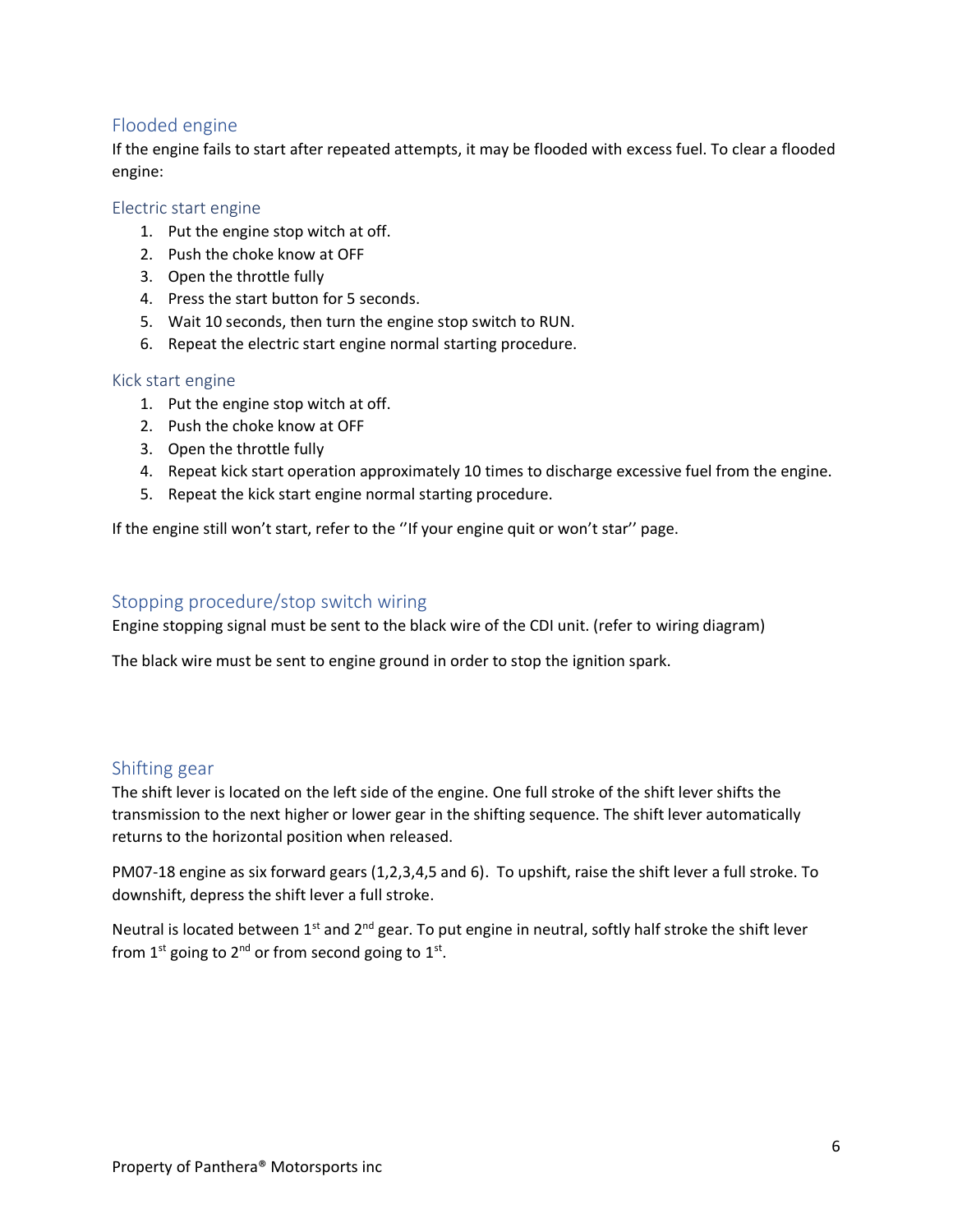## Flooded engine

If the engine fails to start after repeated attempts, it may be flooded with excess fuel. To clear a flooded engine:

### Electric start engine

1. Put the engine stop witch at off.
2. Push the choke know at OFF
3. Open the throttle fully
4. Press the start button for 5 seconds.
5. Wait 10 seconds, then turn the engine stop switch to RUN.
6. Repeat the electric start engine normal starting procedure.

### Kick start engine

1. Put the engine stop witch at off.
2. Push the choke know at OFF
3. Open the throttle fully
4. Repeat kick start operation approximately 10 times to discharge excessive fuel from the engine.
5. Repeat the kick start engine normal starting procedure.

If the engine still won't start, refer to the ''If your engine quit or won't star'' page.

## Stopping procedure/stop switch wiring

Engine stopping signal must be sent to the black wire of the CDI unit. (refer to wiring diagram)

The black wire must be sent to engine ground in order to stop the ignition spark.

## Shifting gear

The shift lever is located on the left side of the engine. One full stroke of the shift lever shifts the transmission to the next higher or lower gear in the shifting sequence. The shift lever automatically returns to the horizontal position when released.

PM07-18 engine as six forward gears (1,2,3,4,5 and 6). To upshift, raise the shift lever a full stroke. To downshift, depress the shift lever a full stroke.

Neutral is located between 1st and 2nd gear. To put engine in neutral, softly half stroke the shift lever from 1st going to 2nd or from second going to 1st.

Property of Panthera® Motorsports inc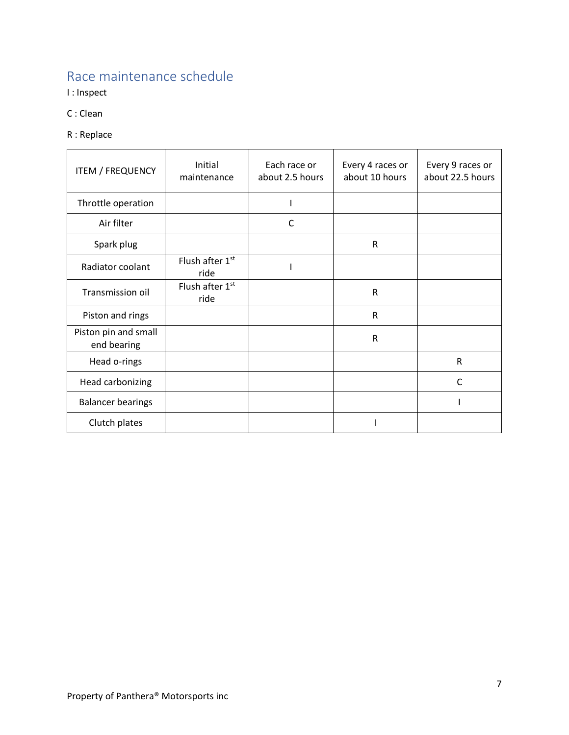## Race maintenance schedule

I : Inspect

C : Clean

R : Replace

| ITEM / FREQUENCY | Initial maintenance | Each race or about 2.5 hours | Every 4 races or about 10 hours | Every 9 races or about 22.5 hours |
|---|---|---|---|---|
| Throttle operation | | I | | |
| Air filter | | C | | |
| Spark plug | | | R | |
| Radiator coolant | Flush after 1st ride | I | | |
| Transmission oil | Flush after 1st ride | | R | |
| Piston and rings | | | R | |
| Piston pin and small end bearing | | | R | |
| Head o-rings | | | | R |
| Head carbonizing | | | | C |
| Balancer bearings | | | | I |
| Clutch plates | | | I | |

Property of Panthera® Motorsports inc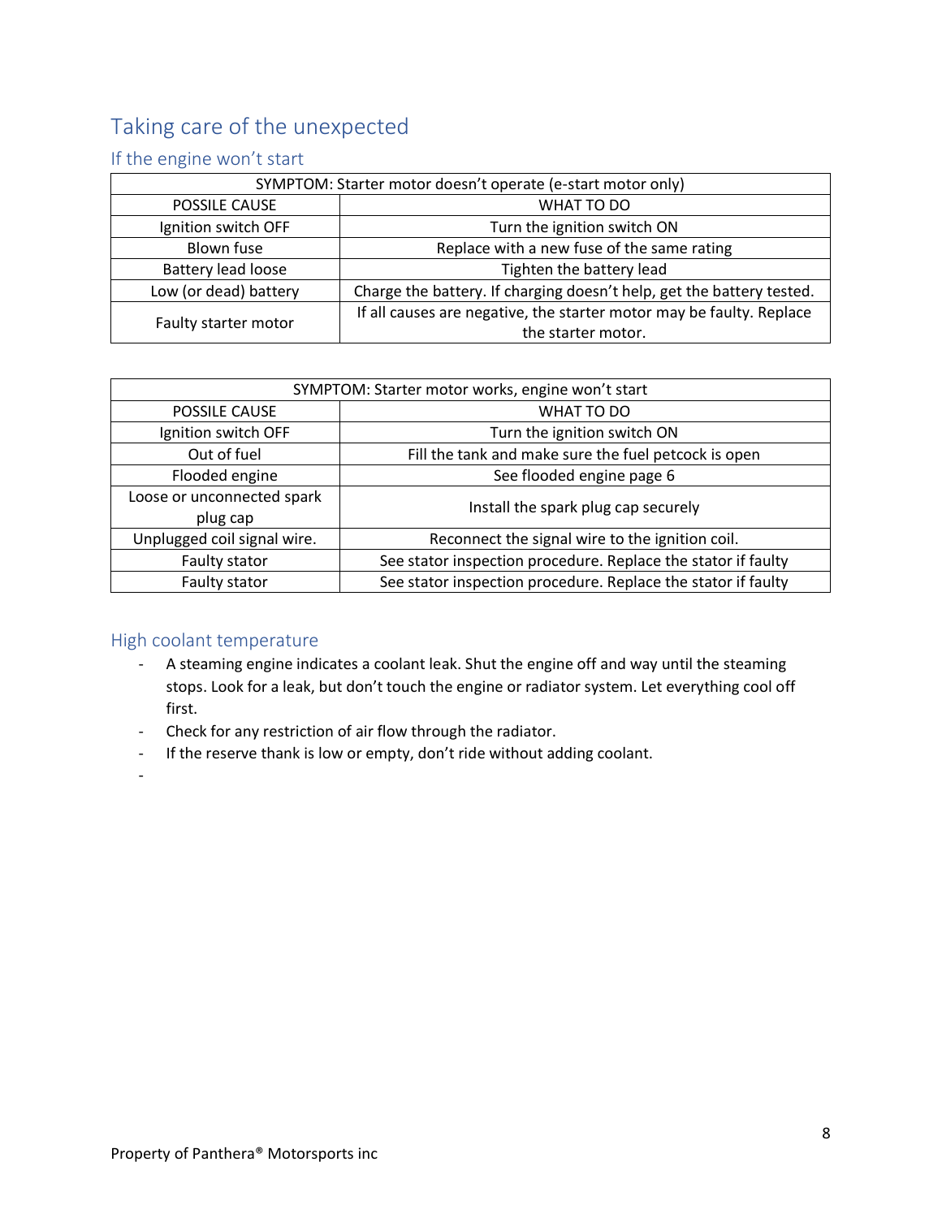# Taking care of the unexpected

## If the engine won't start

| SYMPTOM: Starter motor doesn't operate (e-start motor only) | |
|---|---|
| POSSILE CAUSE | WHAT TO DO |
| Ignition switch OFF | Turn the ignition switch ON |
| Blown fuse | Replace with a new fuse of the same rating |
| Battery lead loose | Tighten the battery lead |
| Low (or dead) battery | Charge the battery. If charging doesn't help, get the battery tested. |
| Faulty starter motor | If all causes are negative, the starter motor may be faulty. Replace the starter motor. |

| SYMPTOM: Starter motor works, engine won't start | |
|---|---|
| POSSILE CAUSE | WHAT TO DO |
| Ignition switch OFF | Turn the ignition switch ON |
| Out of fuel | Fill the tank and make sure the fuel petcock is open |
| Flooded engine | See flooded engine page 6 |
| Loose or unconnected spark plug cap | Install the spark plug cap securely |
| Unplugged coil signal wire. | Reconnect the signal wire to the ignition coil. |
| Faulty stator | See stator inspection procedure. Replace the stator if faulty |
| Faulty stator | See stator inspection procedure. Replace the stator if faulty |

## High coolant temperature

- A steaming engine indicates a coolant leak. Shut the engine off and way until the steaming stops. Look for a leak, but don't touch the engine or radiator system. Let everything cool off first.
- Check for any restriction of air flow through the radiator.
- If the reserve thank is low or empty, don't ride without adding coolant.
-

Property of Panthera® Motorsports inc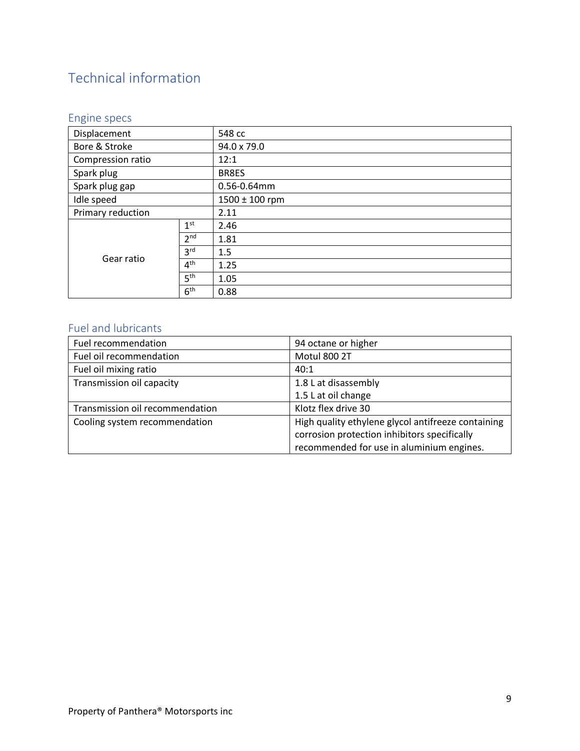# Technical information

## Engine specs

| | | |
|---|---|---|
| Displacement | | 548 cc |
| Bore & Stroke | | 94.0 x 79.0 |
| Compression ratio | | 12:1 |
| Spark plug | | BR8ES |
| Spark plug gap | | 0.56-0.64mm |
| Idle speed | | 1500 ± 100 rpm |
| Primary reduction | | 2.11 |
| Gear ratio | 1st | 2.46 |
| | 2nd | 1.81 |
| | 3rd | 1.5 |
| | 4th | 1.25 |
| | 5th | 1.05 |
| | 6th | 0.88 |

## Fuel and lubricants

| | |
|---|---|
| Fuel recommendation | 94 octane or higher |
| Fuel oil recommendation | Motul 800 2T |
| Fuel oil mixing ratio | 40:1 |
| Transmission oil capacity | 1.8 L at disassembly<br>1.5 L at oil change |
| Transmission oil recommendation | Klotz flex drive 30 |
| Cooling system recommendation | High quality ethylene glycol antifreeze containing corrosion protection inhibitors specifically recommended for use in aluminium engines. |

Property of Panthera® Motorsports inc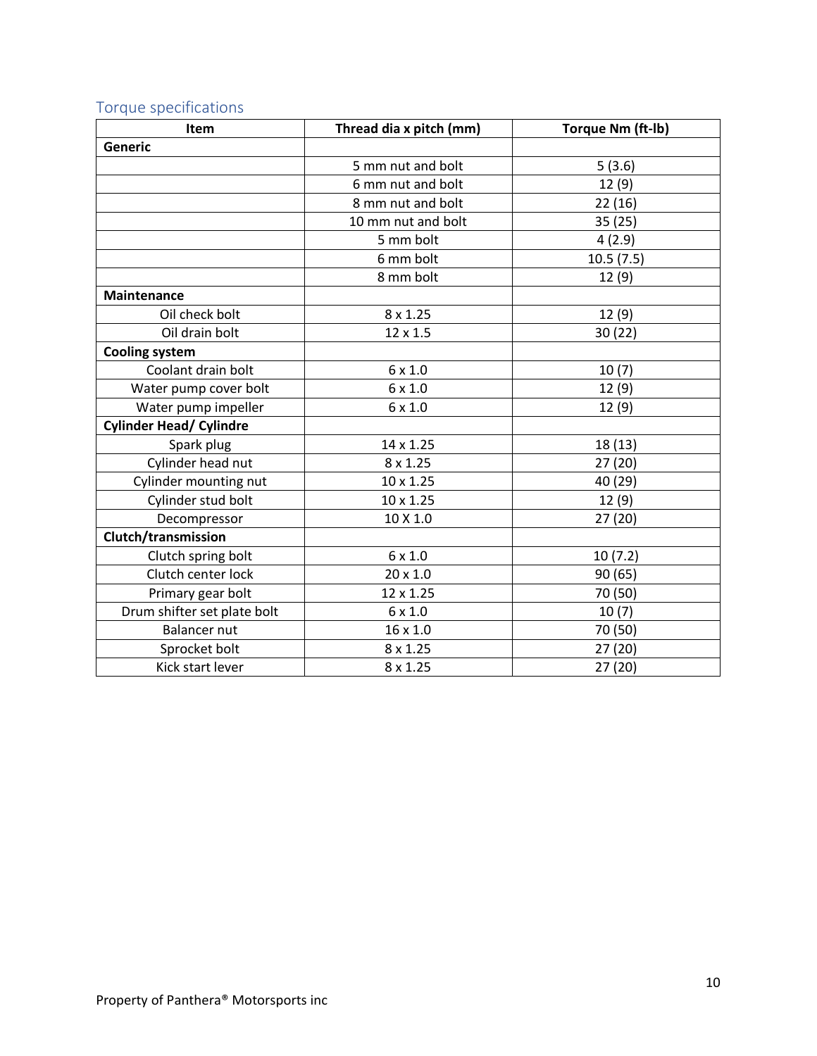## Torque specifications

| Item | Thread dia x pitch (mm) | Torque Nm (ft-lb) |
|---|---|---|
| **Generic** | | |
| | 5 mm nut and bolt | 5 (3.6) |
| | 6 mm nut and bolt | 12 (9) |
| | 8 mm nut and bolt | 22 (16) |
| | 10 mm nut and bolt | 35 (25) |
| | 5 mm bolt | 4 (2.9) |
| | 6 mm bolt | 10.5 (7.5) |
| | 8 mm bolt | 12 (9) |
| **Maintenance** | | |
| Oil check bolt | 8 x 1.25 | 12 (9) |
| Oil drain bolt | 12 x 1.5 | 30 (22) |
| **Cooling system** | | |
| Coolant drain bolt | 6 x 1.0 | 10 (7) |
| Water pump cover bolt | 6 x 1.0 | 12 (9) |
| Water pump impeller | 6 x 1.0 | 12 (9) |
| **Cylinder Head/ Cylindre** | | |
| Spark plug | 14 x 1.25 | 18 (13) |
| Cylinder head nut | 8 x 1.25 | 27 (20) |
| Cylinder mounting nut | 10 x 1.25 | 40 (29) |
| Cylinder stud bolt | 10 x 1.25 | 12 (9) |
| Decompressor | 10 X 1.0 | 27 (20) |
| **Clutch/transmission** | | |
| Clutch spring bolt | 6 x 1.0 | 10 (7.2) |
| Clutch center lock | 20 x 1.0 | 90 (65) |
| Primary gear bolt | 12 x 1.25 | 70 (50) |
| Drum shifter set plate bolt | 6 x 1.0 | 10 (7) |
| Balancer nut | 16 x 1.0 | 70 (50) |
| Sprocket bolt | 8 x 1.25 | 27 (20) |
| Kick start lever | 8 x 1.25 | 27 (20) |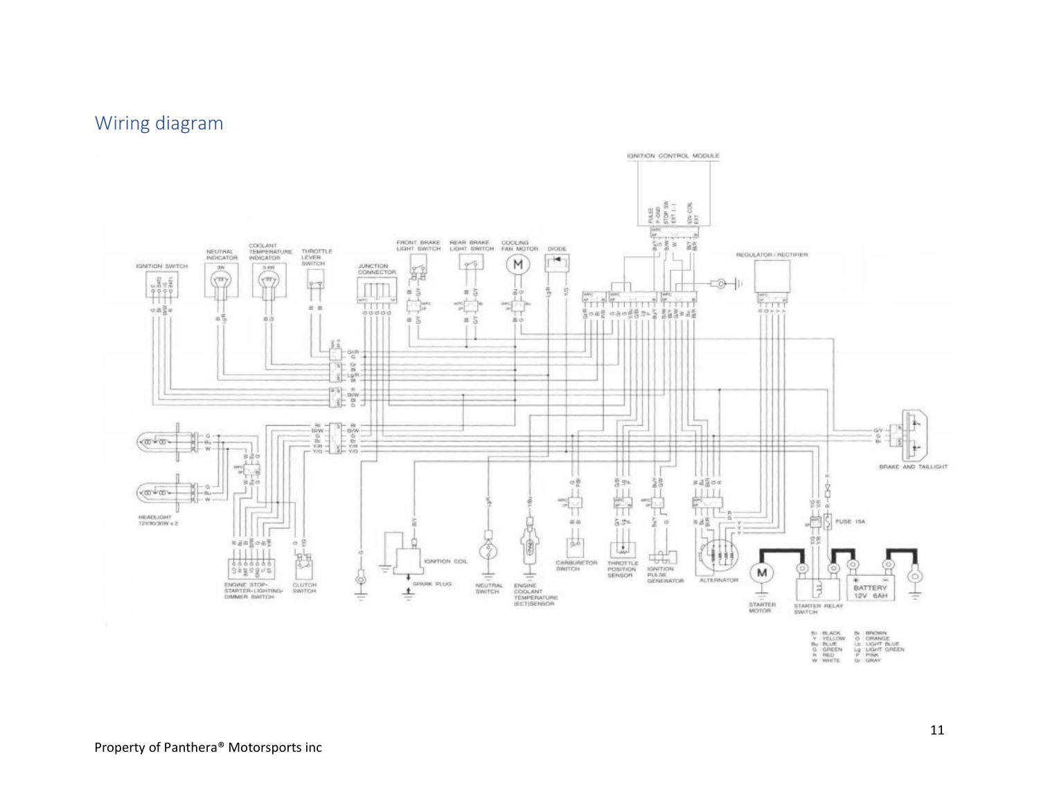## Wiring diagram

IGNITION CONTROL MODULE

IGNITION SWITCH

NEUTRAL INDICATOR 3W

COOLANT TEMPERATURE INDICATOR 3.4W

THROTTLE LEVER SWITCH

JUNCTION CONNECTOR

FRONT BRAKE LIGHT SWITCH

REAR BRAKE LIGHT SWITCH

COOLING FAN MOTOR

DIODE

REGULATOR / RECTIFIER

BRAKE AND TAILLIGHT

HEADLIGHT 12V30/30W x 2

ENGINE STOP-STARTER-LIGHTING-DIMMER SWITCH

CLUTCH SWITCH

IGNITION COIL

SPARK PLUG

NEUTRAL SWITCH

ENGINE COOLANT TEMPERATURE (ECT)SENSOR

CARBURETOR SWITCH

THROTTLE POSITION SENSOR

IGNITION PULSE GENERATOR

ALTERNATOR

FUSE 15A

STARTER MOTOR

STARTER RELAY SWITCH

BATTERY 12V 6AH

Bl : BLACK
Y : YELLOW
Bu : BLUE
G : GREEN
R : RED
W : WHITE
Br : BROWN
O : ORANGE
Lb : LIGHT BLUE
Lg : LIGHT GREEN
P : PINK
Gr : GRAY

Property of Panthera® Motorsports inc